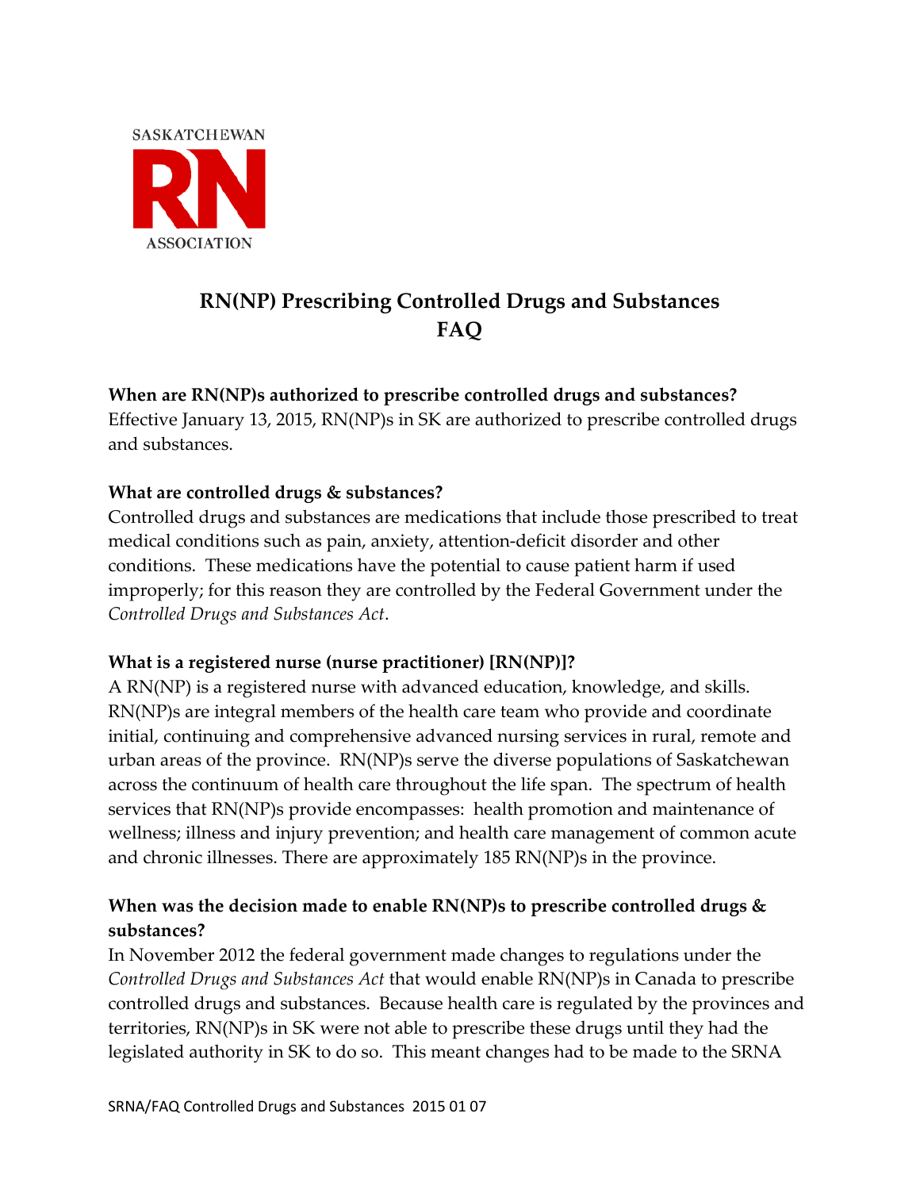SASKATCHEWAN RN ASSOCIATION

# RN(NP) Prescribing Controlled Drugs and Substances FAQ

**When are RN(NP)s authorized to prescribe controlled drugs and substances?**
Effective January 13, 2015, RN(NP)s in SK are authorized to prescribe controlled drugs and substances.

**What are controlled drugs & substances?**
Controlled drugs and substances are medications that include those prescribed to treat medical conditions such as pain, anxiety, attention-deficit disorder and other conditions. These medications have the potential to cause patient harm if used improperly; for this reason they are controlled by the Federal Government under the *Controlled Drugs and Substances Act*.

**What is a registered nurse (nurse practitioner) [RN(NP)]?**
A RN(NP) is a registered nurse with advanced education, knowledge, and skills. RN(NP)s are integral members of the health care team who provide and coordinate initial, continuing and comprehensive advanced nursing services in rural, remote and urban areas of the province. RN(NP)s serve the diverse populations of Saskatchewan across the continuum of health care throughout the life span. The spectrum of health services that RN(NP)s provide encompasses: health promotion and maintenance of wellness; illness and injury prevention; and health care management of common acute and chronic illnesses. There are approximately 185 RN(NP)s in the province.

**When was the decision made to enable RN(NP)s to prescribe controlled drugs & substances?**
In November 2012 the federal government made changes to regulations under the *Controlled Drugs and Substances Act* that would enable RN(NP)s in Canada to prescribe controlled drugs and substances. Because health care is regulated by the provinces and territories, RN(NP)s in SK were not able to prescribe these drugs until they had the legislated authority in SK to do so. This meant changes had to be made to the SRNA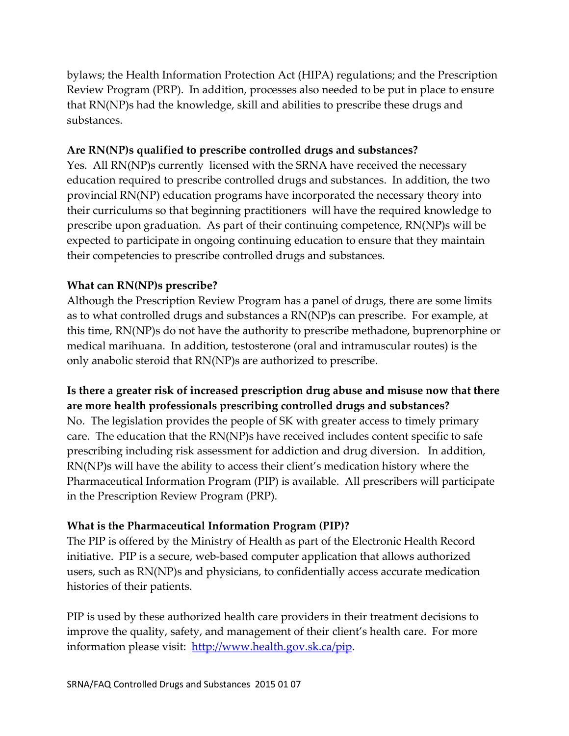bylaws; the Health Information Protection Act (HIPA) regulations; and the Prescription Review Program (PRP). In addition, processes also needed to be put in place to ensure that RN(NP)s had the knowledge, skill and abilities to prescribe these drugs and substances.

**Are RN(NP)s qualified to prescribe controlled drugs and substances?**

Yes. All RN(NP)s currently licensed with the SRNA have received the necessary education required to prescribe controlled drugs and substances. In addition, the two provincial RN(NP) education programs have incorporated the necessary theory into their curriculums so that beginning practitioners will have the required knowledge to prescribe upon graduation. As part of their continuing competence, RN(NP)s will be expected to participate in ongoing continuing education to ensure that they maintain their competencies to prescribe controlled drugs and substances.

**What can RN(NP)s prescribe?**

Although the Prescription Review Program has a panel of drugs, there are some limits as to what controlled drugs and substances a RN(NP)s can prescribe. For example, at this time, RN(NP)s do not have the authority to prescribe methadone, buprenorphine or medical marihuana. In addition, testosterone (oral and intramuscular routes) is the only anabolic steroid that RN(NP)s are authorized to prescribe.

**Is there a greater risk of increased prescription drug abuse and misuse now that there are more health professionals prescribing controlled drugs and substances?**

No. The legislation provides the people of SK with greater access to timely primary care. The education that the RN(NP)s have received includes content specific to safe prescribing including risk assessment for addiction and drug diversion. In addition, RN(NP)s will have the ability to access their client's medication history where the Pharmaceutical Information Program (PIP) is available. All prescribers will participate in the Prescription Review Program (PRP).

**What is the Pharmaceutical Information Program (PIP)?**

The PIP is offered by the Ministry of Health as part of the Electronic Health Record initiative. PIP is a secure, web-based computer application that allows authorized users, such as RN(NP)s and physicians, to confidentially access accurate medication histories of their patients.

PIP is used by these authorized health care providers in their treatment decisions to improve the quality, safety, and management of their client's health care. For more information please visit: http://www.health.gov.sk.ca/pip.

SRNA/FAQ Controlled Drugs and Substances 2015 01 07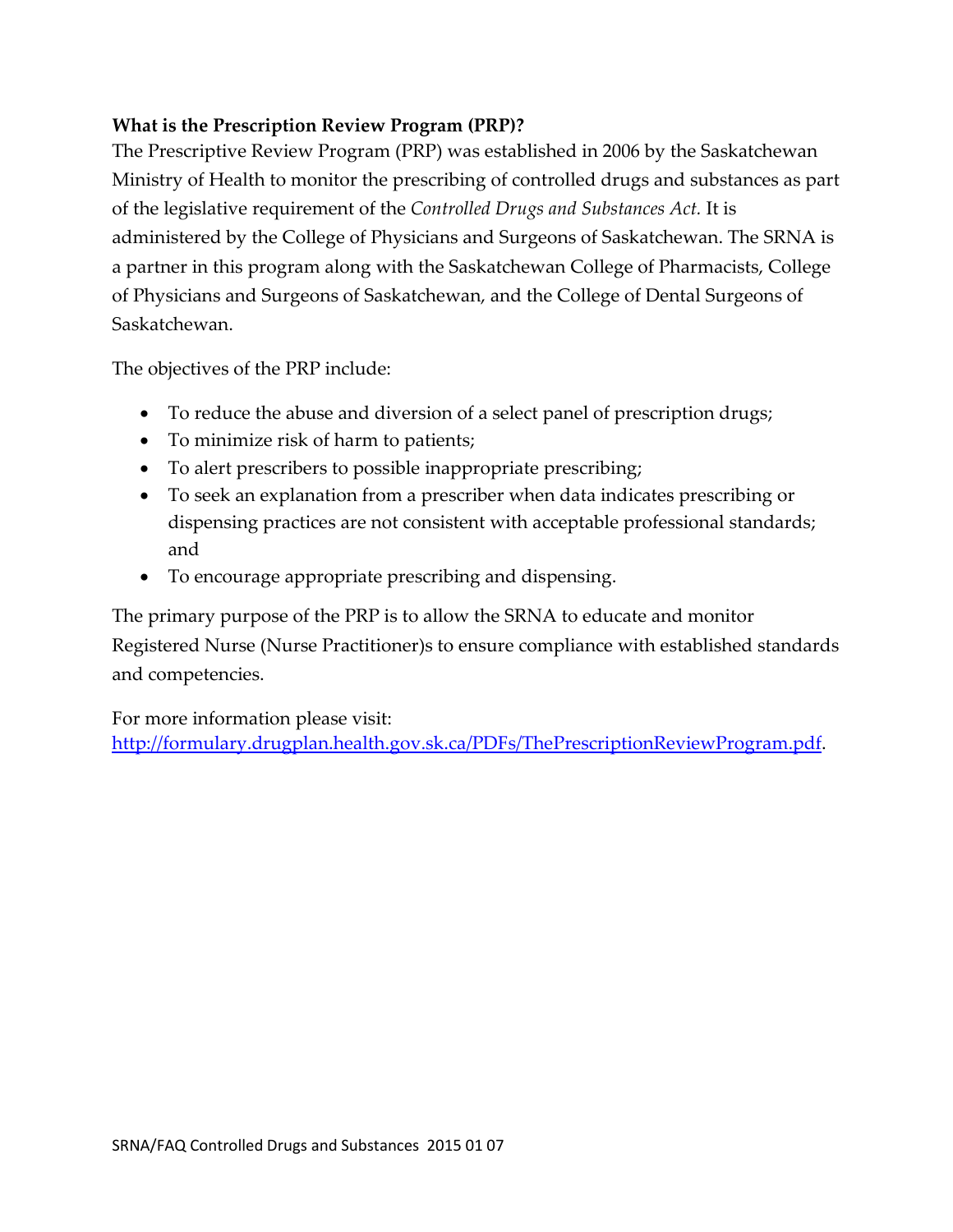**What is the Prescription Review Program (PRP)?**

The Prescriptive Review Program (PRP) was established in 2006 by the Saskatchewan Ministry of Health to monitor the prescribing of controlled drugs and substances as part of the legislative requirement of the *Controlled Drugs and Substances Act.* It is administered by the College of Physicians and Surgeons of Saskatchewan. The SRNA is a partner in this program along with the Saskatchewan College of Pharmacists, College of Physicians and Surgeons of Saskatchewan, and the College of Dental Surgeons of Saskatchewan.

The objectives of the PRP include:

- To reduce the abuse and diversion of a select panel of prescription drugs;
- To minimize risk of harm to patients;
- To alert prescribers to possible inappropriate prescribing;
- To seek an explanation from a prescriber when data indicates prescribing or dispensing practices are not consistent with acceptable professional standards; and
- To encourage appropriate prescribing and dispensing.

The primary purpose of the PRP is to allow the SRNA to educate and monitor Registered Nurse (Nurse Practitioner)s to ensure compliance with established standards and competencies.

For more information please visit:
[http://formulary.drugplan.health.gov.sk.ca/PDFs/ThePrescriptionReviewProgram.pdf](http://formulary.drugplan.health.gov.sk.ca/PDFs/ThePrescriptionReviewProgram.pdf).